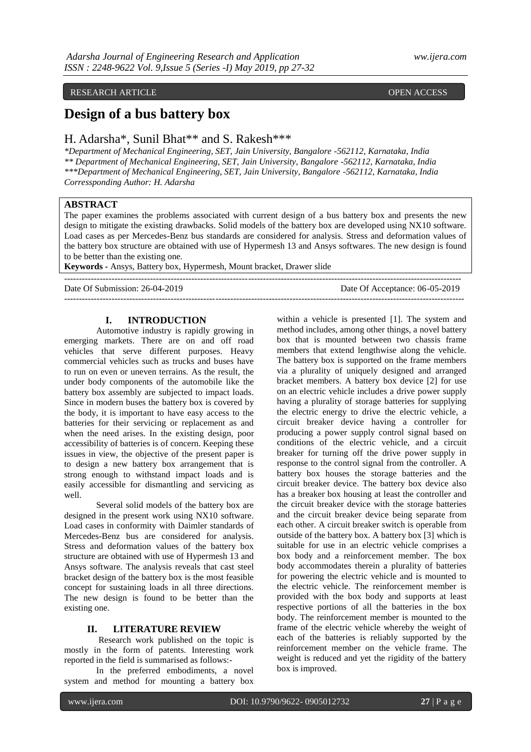RESEARCH ARTICLE OPEN ACCESS

# Design of a bus battery box

H. Adarsha*, Sunil Bhat** and S. Rakesh***

*Department of Mechanical Engineering, SET, Jain University, Bangalore -562112, Karnataka, India
** Department of Mechanical Engineering, SET, Jain University, Bangalore -562112, Karnataka, India
***Department of Mechanical Engineering, SET, Jain University, Bangalore -562112, Karnataka, India
Corressponding Author: H. Adarsha

## ABSTRACT

The paper examines the problems associated with current design of a bus battery box and presents the new design to mitigate the existing drawbacks. Solid models of the battery box are developed using NX10 software. Load cases as per Mercedes-Benz bus standards are considered for analysis. Stress and deformation values of the battery box structure are obtained with use of Hypermesh 13 and Ansys softwares. The new design is found to be better than the existing one.

**Keywords -** Ansys, Battery box, Hypermesh, Mount bracket, Drawer slide

Date Of Submission: 26-04-2019 Date Of Acceptance: 06-05-2019

## I. INTRODUCTION

Automotive industry is rapidly growing in emerging markets. There are on and off road vehicles that serve different purposes. Heavy commercial vehicles such as trucks and buses have to run on even or uneven terrains. As the result, the under body components of the automobile like the battery box assembly are subjected to impact loads. Since in modern buses the battery box is covered by the body, it is important to have easy access to the batteries for their servicing or replacement as and when the need arises. In the existing design, poor accessibility of batteries is of concern. Keeping these issues in view, the objective of the present paper is to design a new battery box arrangement that is strong enough to withstand impact loads and is easily accessible for dismantling and servicing as well.

Several solid models of the battery box are designed in the present work using NX10 software. Load cases in conformity with Daimler standards of Mercedes-Benz bus are considered for analysis. Stress and deformation values of the battery box structure are obtained with use of Hypermesh 13 and Ansys software. The analysis reveals that cast steel bracket design of the battery box is the most feasible concept for sustaining loads in all three directions. The new design is found to be better than the existing one.

## II. LITERATURE REVIEW

Research work published on the topic is mostly in the form of patents. Interesting work reported in the field is summarised as follows:-

In the preferred embodiments, a novel system and method for mounting a battery box within a vehicle is presented [1]. The system and method includes, among other things, a novel battery box that is mounted between two chassis frame members that extend lengthwise along the vehicle. The battery box is supported on the frame members via a plurality of uniquely designed and arranged bracket members. A battery box device [2] for use on an electric vehicle includes a drive power supply having a plurality of storage batteries for supplying the electric energy to drive the electric vehicle, a circuit breaker device having a controller for producing a power supply control signal based on conditions of the electric vehicle, and a circuit breaker for turning off the drive power supply in response to the control signal from the controller. A battery box houses the storage batteries and the circuit breaker device. The battery box device also has a breaker box housing at least the controller and the circuit breaker device with the storage batteries and the circuit breaker device being separate from each other. A circuit breaker switch is operable from outside of the battery box. A battery box [3] which is suitable for use in an electric vehicle comprises a box body and a reinforcement member. The box body accommodates therein a plurality of batteries for powering the electric vehicle and is mounted to the electric vehicle. The reinforcement member is provided with the box body and supports at least respective portions of all the batteries in the box body. The reinforcement member is mounted to the frame of the electric vehicle whereby the weight of each of the batteries is reliably supported by the reinforcement member on the vehicle frame. The weight is reduced and yet the rigidity of the battery box is improved.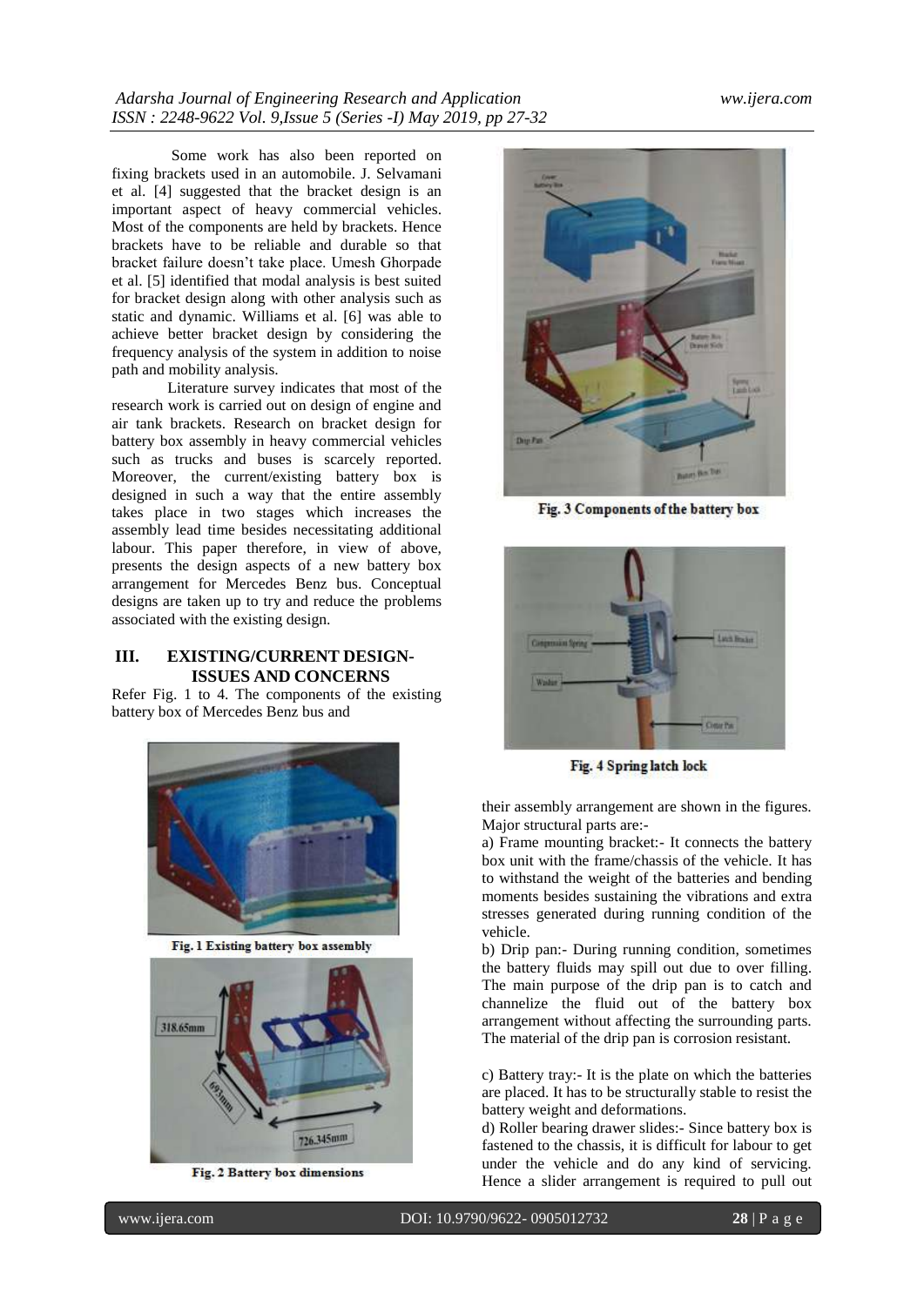Some work has also been reported on fixing brackets used in an automobile. J. Selvamani et al. [4] suggested that the bracket design is an important aspect of heavy commercial vehicles. Most of the components are held by brackets. Hence brackets have to be reliable and durable so that bracket failure doesn't take place. Umesh Ghorpade et al. [5] identified that modal analysis is best suited for bracket design along with other analysis such as static and dynamic. Williams et al. [6] was able to achieve better bracket design by considering the frequency analysis of the system in addition to noise path and mobility analysis.

Literature survey indicates that most of the research work is carried out on design of engine and air tank brackets. Research on bracket design for battery box assembly in heavy commercial vehicles such as trucks and buses is scarcely reported. Moreover, the current/existing battery box is designed in such a way that the entire assembly takes place in two stages which increases the assembly lead time besides necessitating additional labour. This paper therefore, in view of above, presents the design aspects of a new battery box arrangement for Mercedes Benz bus. Conceptual designs are taken up to try and reduce the problems associated with the existing design.

## III. EXISTING/CURRENT DESIGN-ISSUES AND CONCERNS

Refer Fig. 1 to 4. The components of the existing battery box of Mercedes Benz bus and

Fig. 1 Existing battery box assembly

Fig. 2 Battery box dimensions

Fig. 3 Components of the battery box

Fig. 4 Spring latch lock

their assembly arrangement are shown in the figures. Major structural parts are:-

a) Frame mounting bracket:- It connects the battery box unit with the frame/chassis of the vehicle. It has to withstand the weight of the batteries and bending moments besides sustaining the vibrations and extra stresses generated during running condition of the vehicle.

b) Drip pan:- During running condition, sometimes the battery fluids may spill out due to over filling. The main purpose of the drip pan is to catch and channelize the fluid out of the battery box arrangement without affecting the surrounding parts. The material of the drip pan is corrosion resistant.

c) Battery tray:- It is the plate on which the batteries are placed. It has to be structurally stable to resist the battery weight and deformations.

d) Roller bearing drawer slides:- Since battery box is fastened to the chassis, it is difficult for labour to get under the vehicle and do any kind of servicing. Hence a slider arrangement is required to pull out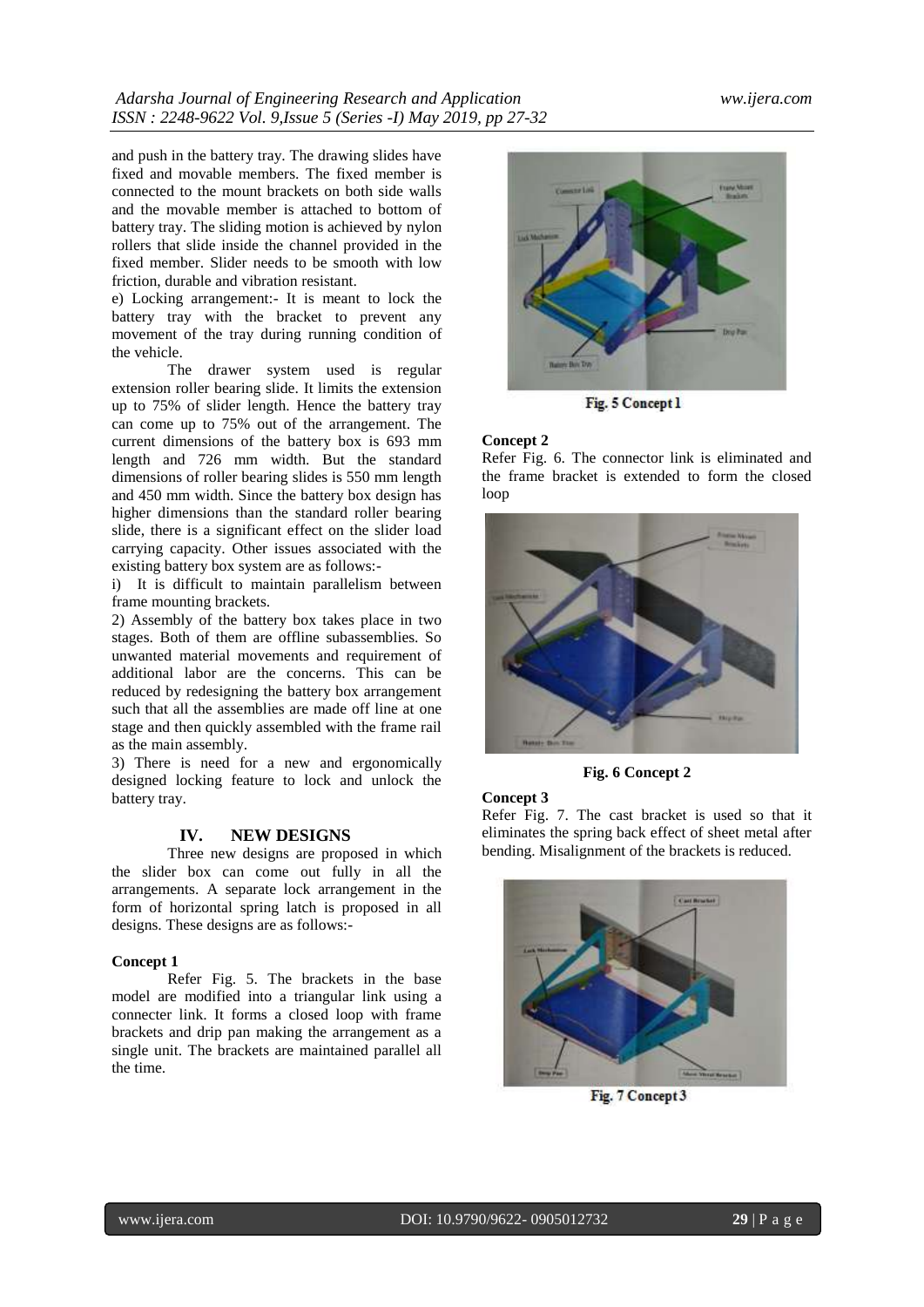and push in the battery tray. The drawing slides have fixed and movable members. The fixed member is connected to the mount brackets on both side walls and the movable member is attached to bottom of battery tray. The sliding motion is achieved by nylon rollers that slide inside the channel provided in the fixed member. Slider needs to be smooth with low friction, durable and vibration resistant.

e) Locking arrangement:- It is meant to lock the battery tray with the bracket to prevent any movement of the tray during running condition of the vehicle.

The drawer system used is regular extension roller bearing slide. It limits the extension up to 75% of slider length. Hence the battery tray can come up to 75% out of the arrangement. The current dimensions of the battery box is 693 mm length and 726 mm width. But the standard dimensions of roller bearing slides is 550 mm length and 450 mm width. Since the battery box design has higher dimensions than the standard roller bearing slide, there is a significant effect on the slider load carrying capacity. Other issues associated with the existing battery box system are as follows:-

i) It is difficult to maintain parallelism between frame mounting brackets.

2) Assembly of the battery box takes place in two stages. Both of them are offline subassemblies. So unwanted material movements and requirement of additional labor are the concerns. This can be reduced by redesigning the battery box arrangement such that all the assemblies are made off line at one stage and then quickly assembled with the frame rail as the main assembly.

3) There is need for a new and ergonomically designed locking feature to lock and unlock the battery tray.

## IV. NEW DESIGNS

Three new designs are proposed in which the slider box can come out fully in all the arrangements. A separate lock arrangement in the form of horizontal spring latch is proposed in all designs. These designs are as follows:-

**Concept 1**

Refer Fig. 5. The brackets in the base model are modified into a triangular link using a connecter link. It forms a closed loop with frame brackets and drip pan making the arrangement as a single unit. The brackets are maintained parallel all the time.

Fig. 5 Concept 1

**Concept 2**

Refer Fig. 6. The connector link is eliminated and the frame bracket is extended to form the closed loop

Fig. 6 Concept 2

**Concept 3**

Refer Fig. 7. The cast bracket is used so that it eliminates the spring back effect of sheet metal after bending. Misalignment of the brackets is reduced.

Fig. 7 Concept 3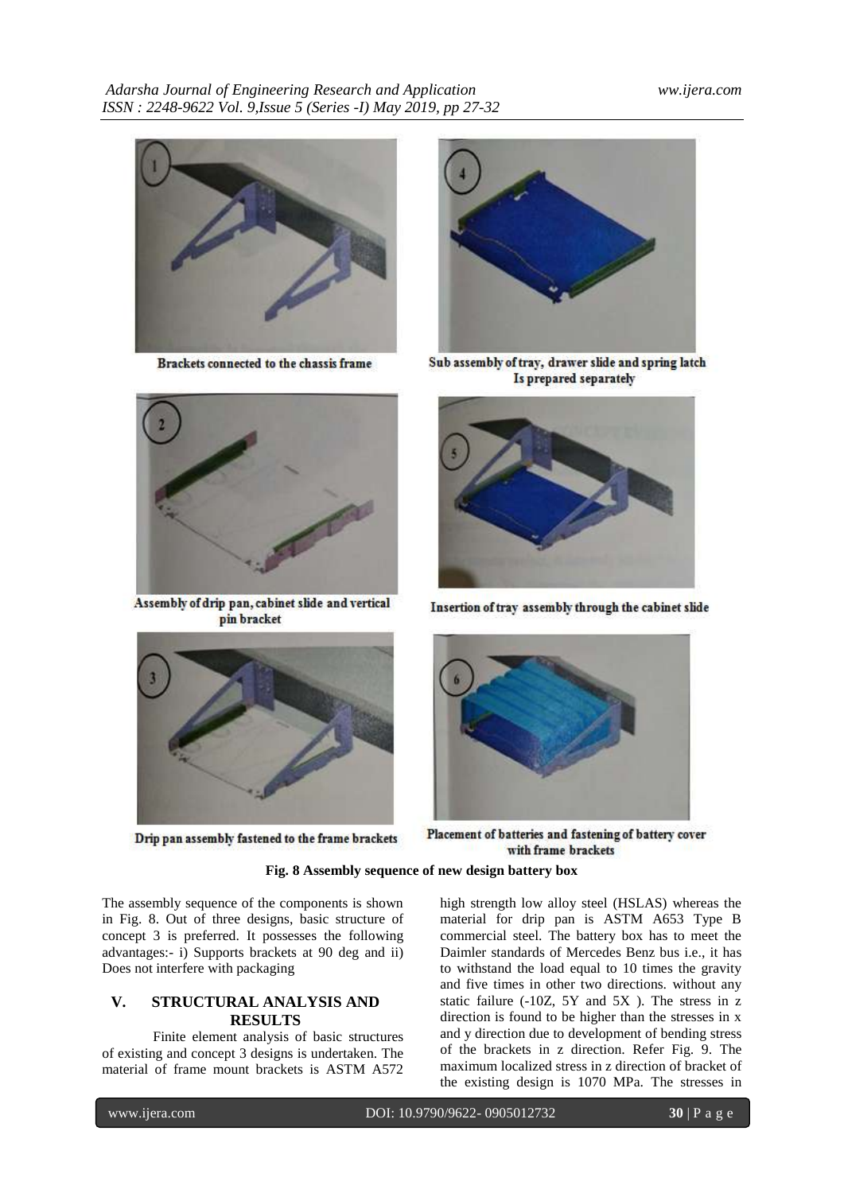Brackets connected to the chassis frame

Sub assembly of tray, drawer slide and spring latch Is prepared separately

Assembly of drip pan, cabinet slide and vertical pin bracket

Insertion of tray assembly through the cabinet slide

Drip pan assembly fastened to the frame brackets

Placement of batteries and fastening of battery cover with frame brackets

**Fig. 8 Assembly sequence of new design battery box**

The assembly sequence of the components is shown in Fig. 8. Out of three designs, basic structure of concept 3 is preferred. It possesses the following advantages:- i) Supports brackets at 90 deg and ii) Does not interfere with packaging

## V. STRUCTURAL ANALYSIS AND RESULTS

Finite element analysis of basic structures of existing and concept 3 designs is undertaken. The material of frame mount brackets is ASTM A572 high strength low alloy steel (HSLAS) whereas the material for drip pan is ASTM A653 Type B commercial steel. The battery box has to meet the Daimler standards of Mercedes Benz bus i.e., it has to withstand the load equal to 10 times the gravity and five times in other two directions. without any static failure (-10Z, 5Y and 5X ). The stress in z direction is found to be higher than the stresses in x and y direction due to development of bending stress of the brackets in z direction. Refer Fig. 9. The maximum localized stress in z direction of bracket of the existing design is 1070 MPa. The stresses in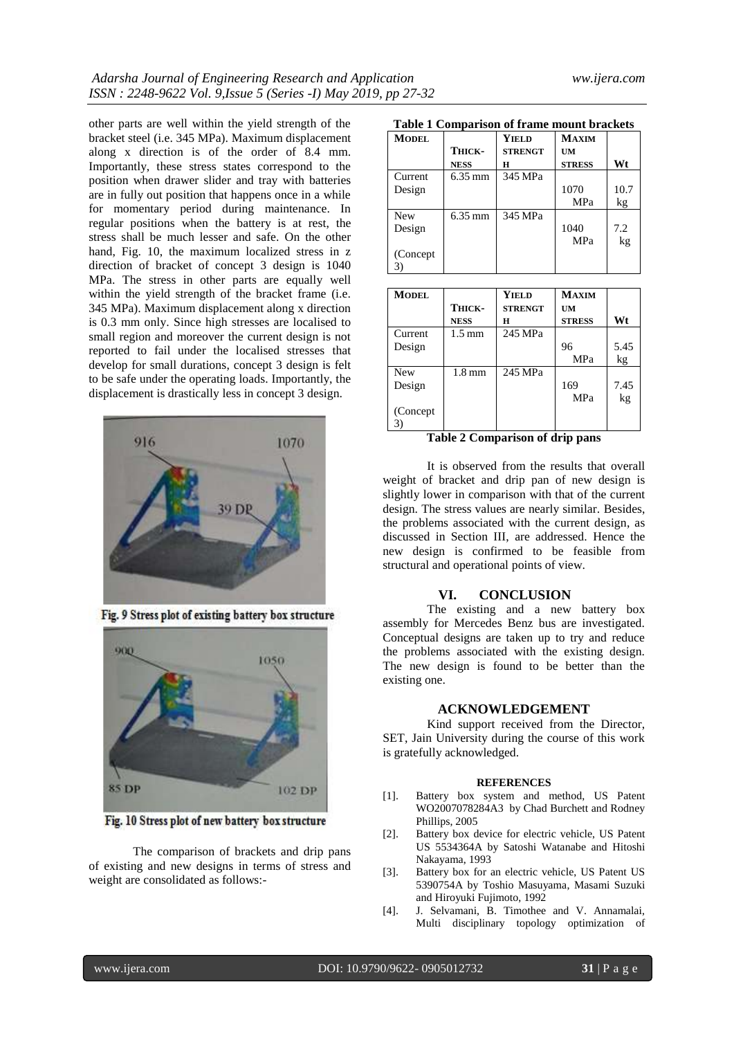other parts are well within the yield strength of the bracket steel (i.e. 345 MPa). Maximum displacement along x direction is of the order of 8.4 mm. Importantly, these stress states correspond to the position when drawer slider and tray with batteries are in fully out position that happens once in a while for momentary period during maintenance. In regular positions when the battery is at rest, the stress shall be much lesser and safe. On the other hand, Fig. 10, the maximum localized stress in z direction of bracket of concept 3 design is 1040 MPa. The stress in other parts are equally well within the yield strength of the bracket frame (i.e. 345 MPa). Maximum displacement along x direction is 0.3 mm only. Since high stresses are localised to small region and moreover the current design is not reported to fail under the localised stresses that develop for small durations, concept 3 design is felt to be safe under the operating loads. Importantly, the displacement is drastically less in concept 3 design.

Fig. 9 Stress plot of existing battery box structure

Fig. 10 Stress plot of new battery box structure

The comparison of brackets and drip pans of existing and new designs in terms of stress and weight are consolidated as follows:-

**Table 1 Comparison of frame mount brackets**

| MODEL | THICKNESS | YIELD STRENGTH | MAXIMUM STRESS | Wt |
|---|---|---|---|---|
| Current Design | 6.35 mm | 345 MPa | 1070 MPa | 10.7 kg |
| New Design (Concept 3) | 6.35 mm | 345 MPa | 1040 MPa | 7.2 kg |

| MODEL | THICKNESS | YIELD STRENGTH | MAXIMUM STRESS | Wt |
|---|---|---|---|---|
| Current Design | 1.5 mm | 245 MPa | 96 MPa | 5.45 kg |
| New Design (Concept 3) | 1.8 mm | 245 MPa | 169 MPa | 7.45 kg |

**Table 2 Comparison of drip pans**

It is observed from the results that overall weight of bracket and drip pan of new design is slightly lower in comparison with that of the current design. The stress values are nearly similar. Besides, the problems associated with the current design, as discussed in Section III, are addressed. Hence the new design is confirmed to be feasible from structural and operational points of view.

## VI. CONCLUSION

The existing and a new battery box assembly for Mercedes Benz bus are investigated. Conceptual designs are taken up to try and reduce the problems associated with the existing design. The new design is found to be better than the existing one.

## ACKNOWLEDGEMENT

Kind support received from the Director, SET, Jain University during the course of this work is gratefully acknowledged.

## REFERENCES

[1]. Battery box system and method, US Patent WO2007078284A3 by Chad Burchett and Rodney Phillips, 2005

[2]. Battery box device for electric vehicle, US Patent US 5534364A by Satoshi Watanabe and Hitoshi Nakayama, 1993

[3]. Battery box for an electric vehicle, US Patent US 5390754A by Toshio Masuyama, Masami Suzuki and Hiroyuki Fujimoto, 1992

[4]. J. Selvamani, B. Timothee and V. Annamalai, Multi disciplinary topology optimization of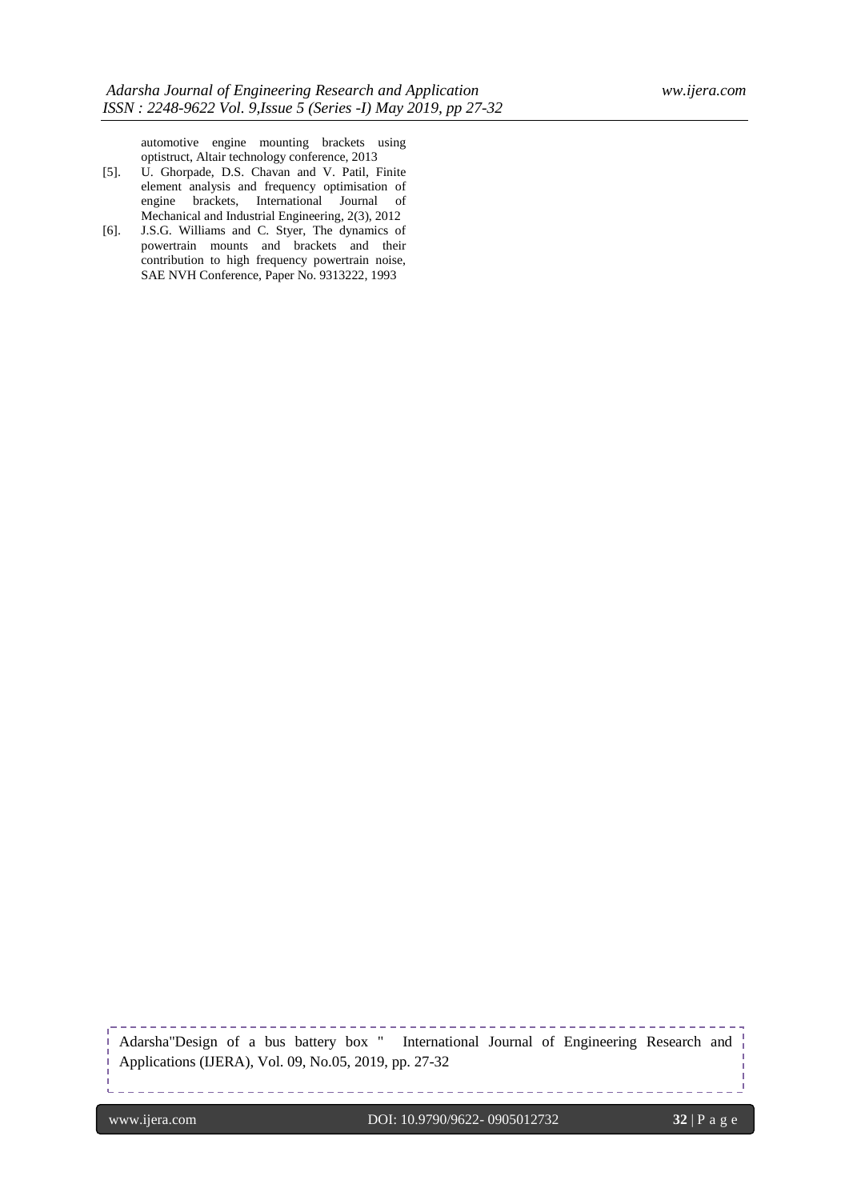automotive engine mounting brackets using optistruct, Altair technology conference, 2013

[5]. U. Ghorpade, D.S. Chavan and V. Patil, Finite element analysis and frequency optimisation of engine brackets, International Journal of Mechanical and Industrial Engineering, 2(3), 2012

[6]. J.S.G. Williams and C. Styer, The dynamics of powertrain mounts and brackets and their contribution to high frequency powertrain noise, SAE NVH Conference, Paper No. 9313222, 1993

Adarsha"Design of a bus battery box " International Journal of Engineering Research and Applications (IJERA), Vol. 09, No.05, 2019, pp. 27-32